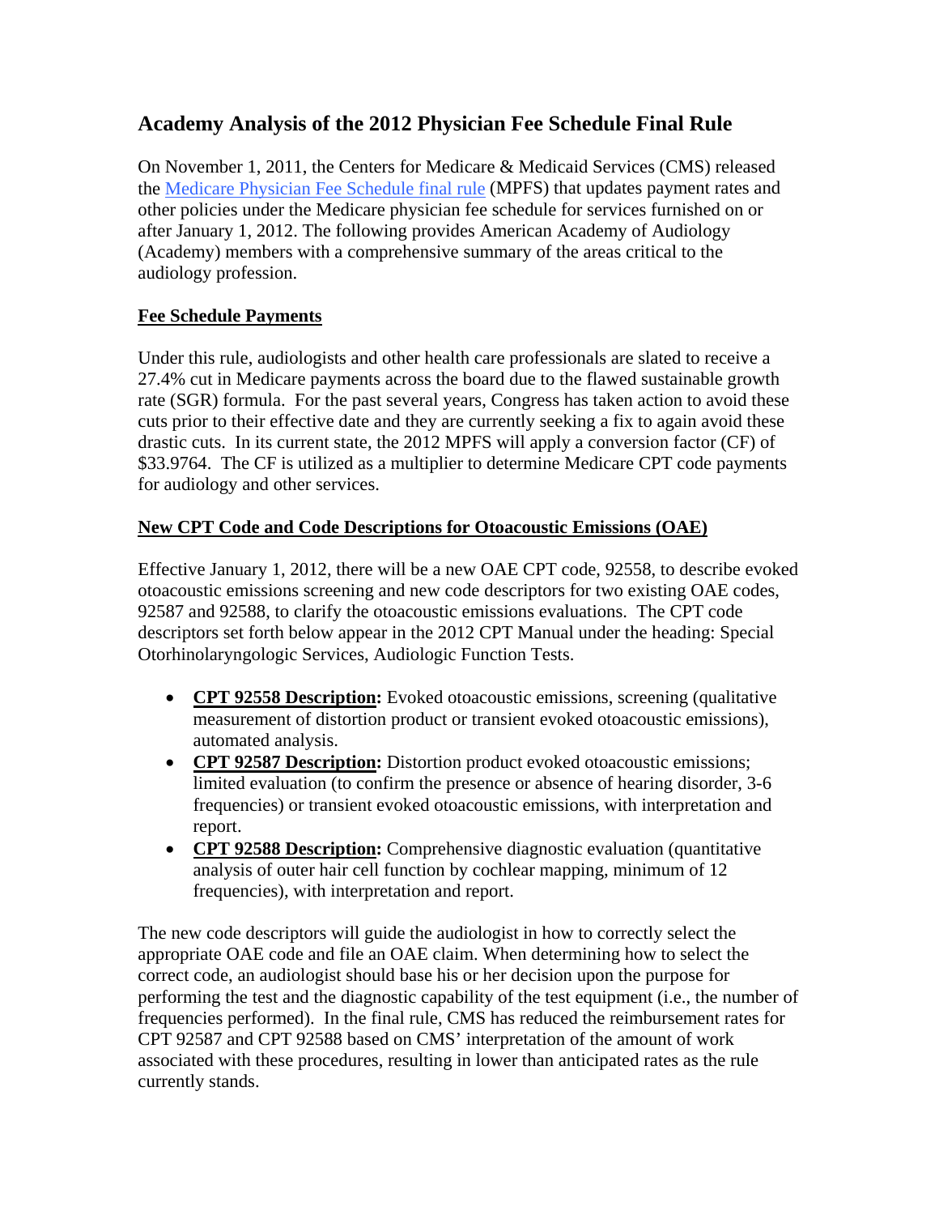# Academy Analysis of the 2012 Physician Fee Schedule Final Rule

On November 1, 2011, the Centers for Medicare & Medicaid Services (CMS) released the [Medicare Physician Fee Schedule final rule]() (MPFS) that updates payment rates and other policies under the Medicare physician fee schedule for services furnished on or after January 1, 2012. The following provides American Academy of Audiology (Academy) members with a comprehensive summary of the areas critical to the audiology profession.

## Fee Schedule Payments

Under this rule, audiologists and other health care professionals are slated to receive a 27.4% cut in Medicare payments across the board due to the flawed sustainable growth rate (SGR) formula. For the past several years, Congress has taken action to avoid these cuts prior to their effective date and they are currently seeking a fix to again avoid these drastic cuts. In its current state, the 2012 MPFS will apply a conversion factor (CF) of $33.9764. The CF is utilized as a multiplier to determine Medicare CPT code payments for audiology and other services.

## New CPT Code and Code Descriptions for Otoacoustic Emissions (OAE)

Effective January 1, 2012, there will be a new OAE CPT code, 92558, to describe evoked otoacoustic emissions screening and new code descriptors for two existing OAE codes, 92587 and 92588, to clarify the otoacoustic emissions evaluations. The CPT code descriptors set forth below appear in the 2012 CPT Manual under the heading: Special Otorhinolaryngologic Services, Audiologic Function Tests.

- **CPT 92558 Description:** Evoked otoacoustic emissions, screening (qualitative measurement of distortion product or transient evoked otoacoustic emissions), automated analysis.
- **CPT 92587 Description:** Distortion product evoked otoacoustic emissions; limited evaluation (to confirm the presence or absence of hearing disorder, 3-6 frequencies) or transient evoked otoacoustic emissions, with interpretation and report.
- **CPT 92588 Description:** Comprehensive diagnostic evaluation (quantitative analysis of outer hair cell function by cochlear mapping, minimum of 12 frequencies), with interpretation and report.

The new code descriptors will guide the audiologist in how to correctly select the appropriate OAE code and file an OAE claim. When determining how to select the correct code, an audiologist should base his or her decision upon the purpose for performing the test and the diagnostic capability of the test equipment (i.e., the number of frequencies performed). In the final rule, CMS has reduced the reimbursement rates for CPT 92587 and CPT 92588 based on CMS' interpretation of the amount of work associated with these procedures, resulting in lower than anticipated rates as the rule currently stands.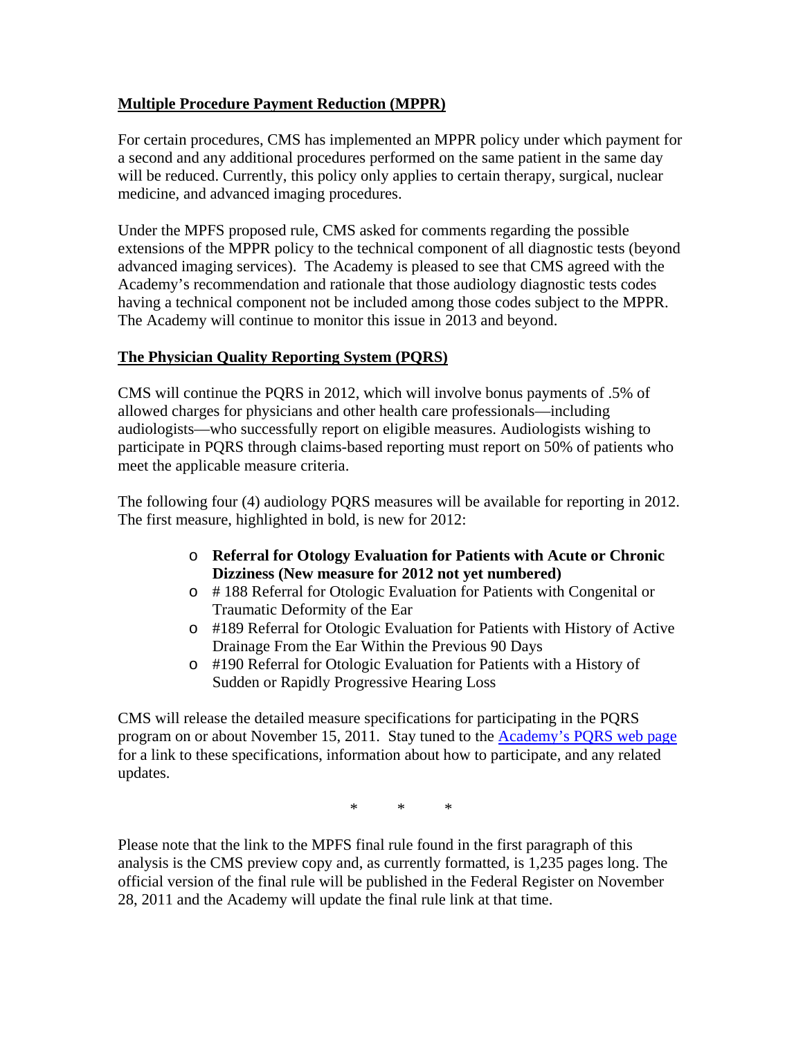## Multiple Procedure Payment Reduction (MPPR)

For certain procedures, CMS has implemented an MPPR policy under which payment for a second and any additional procedures performed on the same patient in the same day will be reduced. Currently, this policy only applies to certain therapy, surgical, nuclear medicine, and advanced imaging procedures.

Under the MPFS proposed rule, CMS asked for comments regarding the possible extensions of the MPPR policy to the technical component of all diagnostic tests (beyond advanced imaging services). The Academy is pleased to see that CMS agreed with the Academy's recommendation and rationale that those audiology diagnostic tests codes having a technical component not be included among those codes subject to the MPPR. The Academy will continue to monitor this issue in 2013 and beyond.

## The Physician Quality Reporting System (PQRS)

CMS will continue the PQRS in 2012, which will involve bonus payments of .5% of allowed charges for physicians and other health care professionals—including audiologists—who successfully report on eligible measures. Audiologists wishing to participate in PQRS through claims-based reporting must report on 50% of patients who meet the applicable measure criteria.

The following four (4) audiology PQRS measures will be available for reporting in 2012. The first measure, highlighted in bold, is new for 2012:

- **Referral for Otology Evaluation for Patients with Acute or Chronic Dizziness (New measure for 2012 not yet numbered)**
- # 188 Referral for Otologic Evaluation for Patients with Congenital or Traumatic Deformity of the Ear
- #189 Referral for Otologic Evaluation for Patients with History of Active Drainage From the Ear Within the Previous 90 Days
- #190 Referral for Otologic Evaluation for Patients with a History of Sudden or Rapidly Progressive Hearing Loss

CMS will release the detailed measure specifications for participating in the PQRS program on or about November 15, 2011. Stay tuned to the Academy's PQRS web page for a link to these specifications, information about how to participate, and any related updates.

\* \* \*

Please note that the link to the MPFS final rule found in the first paragraph of this analysis is the CMS preview copy and, as currently formatted, is 1,235 pages long. The official version of the final rule will be published in the Federal Register on November 28, 2011 and the Academy will update the final rule link at that time.